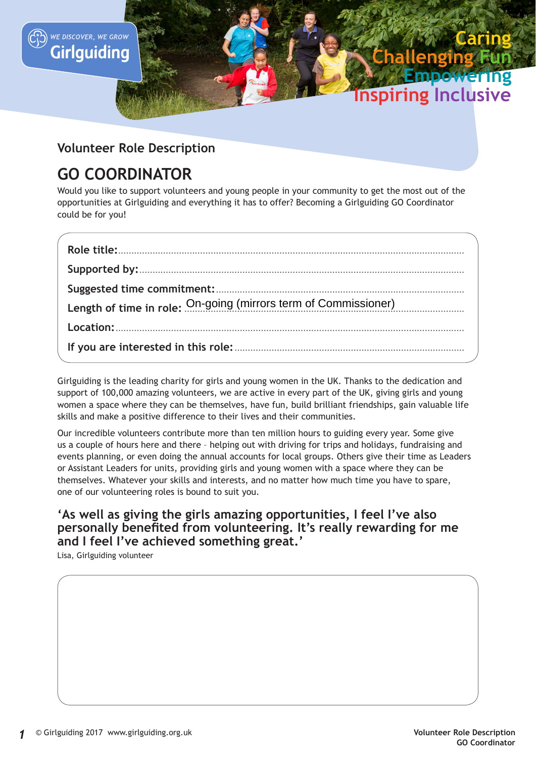WE DISCOVER, WE GROW
Girlguiding

Caring
Challenging Fun
Empowering
Inspiring Inclusive

Volunteer Role Description

# GO COORDINATOR

Would you like to support volunteers and young people in your community to get the most out of the opportunities at Girlguiding and everything it has to offer? Becoming a Girlguiding GO Coordinator could be for you!

**Role title:**

**Supported by:**

**Suggested time commitment:**

**Length of time in role:** On-going (mirrors term of Commissioner)

**Location:**

**If you are interested in this role:**

Girlguiding is the leading charity for girls and young women in the UK. Thanks to the dedication and support of 100,000 amazing volunteers, we are active in every part of the UK, giving girls and young women a space where they can be themselves, have fun, build brilliant friendships, gain valuable life skills and make a positive difference to their lives and their communities.

Our incredible volunteers contribute more than ten million hours to guiding every year. Some give us a couple of hours here and there – helping out with driving for trips and holidays, fundraising and events planning, or even doing the annual accounts for local groups. Others give their time as Leaders or Assistant Leaders for units, providing girls and young women with a space where they can be themselves. Whatever your skills and interests, and no matter how much time you have to spare, one of our volunteering roles is bound to suit you.

**'As well as giving the girls amazing opportunities, I feel I've also personally benefited from volunteering. It's really rewarding for me and I feel I've achieved something great.'**

Lisa, Girlguiding volunteer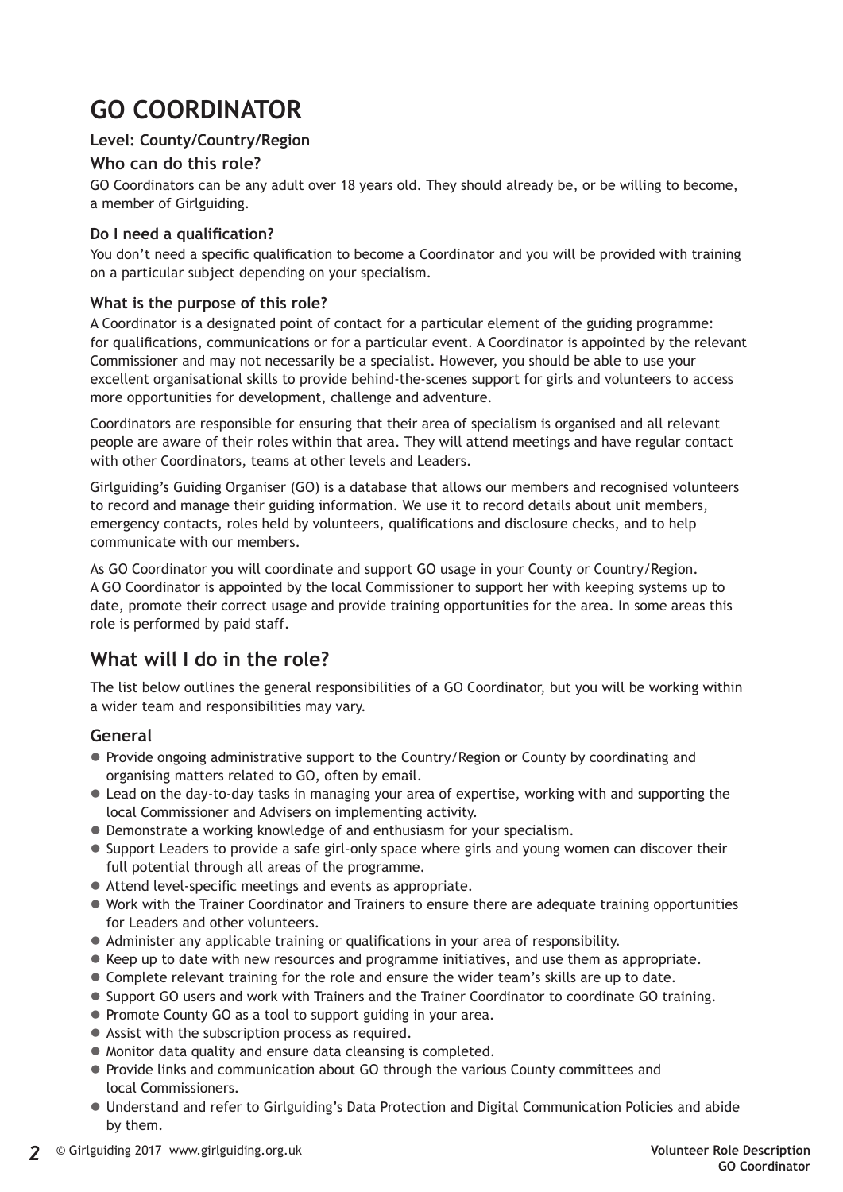# GO COORDINATOR

**Level: County/Country/Region**

### Who can do this role?

GO Coordinators can be any adult over 18 years old. They should already be, or be willing to become, a member of Girlguiding.

#### Do I need a qualification?

You don't need a specific qualification to become a Coordinator and you will be provided with training on a particular subject depending on your specialism.

#### What is the purpose of this role?

A Coordinator is a designated point of contact for a particular element of the guiding programme: for qualifications, communications or for a particular event. A Coordinator is appointed by the relevant Commissioner and may not necessarily be a specialist. However, you should be able to use your excellent organisational skills to provide behind-the-scenes support for girls and volunteers to access more opportunities for development, challenge and adventure.

Coordinators are responsible for ensuring that their area of specialism is organised and all relevant people are aware of their roles within that area. They will attend meetings and have regular contact with other Coordinators, teams at other levels and Leaders.

Girlguiding's Guiding Organiser (GO) is a database that allows our members and recognised volunteers to record and manage their guiding information. We use it to record details about unit members, emergency contacts, roles held by volunteers, qualifications and disclosure checks, and to help communicate with our members.

As GO Coordinator you will coordinate and support GO usage in your County or Country/Region. A GO Coordinator is appointed by the local Commissioner to support her with keeping systems up to date, promote their correct usage and provide training opportunities for the area. In some areas this role is performed by paid staff.

## What will I do in the role?

The list below outlines the general responsibilities of a GO Coordinator, but you will be working within a wider team and responsibilities may vary.

### General

- Provide ongoing administrative support to the Country/Region or County by coordinating and organising matters related to GO, often by email.
- Lead on the day-to-day tasks in managing your area of expertise, working with and supporting the local Commissioner and Advisers on implementing activity.
- Demonstrate a working knowledge of and enthusiasm for your specialism.
- Support Leaders to provide a safe girl-only space where girls and young women can discover their full potential through all areas of the programme.
- Attend level-specific meetings and events as appropriate.
- Work with the Trainer Coordinator and Trainers to ensure there are adequate training opportunities for Leaders and other volunteers.
- Administer any applicable training or qualifications in your area of responsibility.
- Keep up to date with new resources and programme initiatives, and use them as appropriate.
- Complete relevant training for the role and ensure the wider team's skills are up to date.
- Support GO users and work with Trainers and the Trainer Coordinator to coordinate GO training.
- Promote County GO as a tool to support guiding in your area.
- Assist with the subscription process as required.
- Monitor data quality and ensure data cleansing is completed.
- Provide links and communication about GO through the various County committees and local Commissioners.
- Understand and refer to Girlguiding's Data Protection and Digital Communication Policies and abide by them.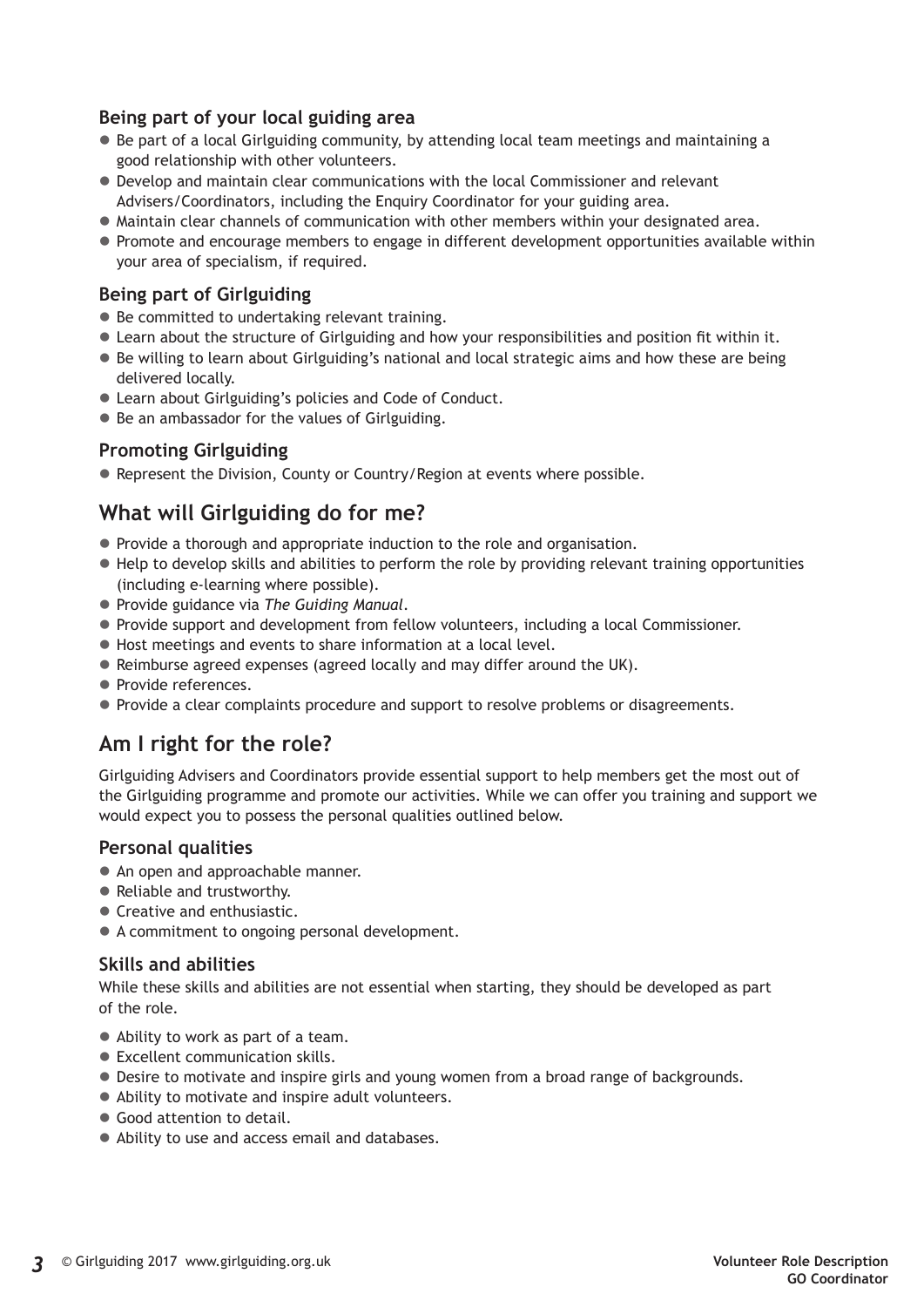### Being part of your local guiding area

- Be part of a local Girlguiding community, by attending local team meetings and maintaining a good relationship with other volunteers.
- Develop and maintain clear communications with the local Commissioner and relevant Advisers/Coordinators, including the Enquiry Coordinator for your guiding area.
- Maintain clear channels of communication with other members within your designated area.
- Promote and encourage members to engage in different development opportunities available within your area of specialism, if required.

### Being part of Girlguiding

- Be committed to undertaking relevant training.
- Learn about the structure of Girlguiding and how your responsibilities and position fit within it.
- Be willing to learn about Girlguiding's national and local strategic aims and how these are being delivered locally.
- Learn about Girlguiding's policies and Code of Conduct.
- Be an ambassador for the values of Girlguiding.

### Promoting Girlguiding

- Represent the Division, County or Country/Region at events where possible.

## What will Girlguiding do for me?

- Provide a thorough and appropriate induction to the role and organisation.
- Help to develop skills and abilities to perform the role by providing relevant training opportunities (including e-learning where possible).
- Provide guidance via *The Guiding Manual*.
- Provide support and development from fellow volunteers, including a local Commissioner.
- Host meetings and events to share information at a local level.
- Reimburse agreed expenses (agreed locally and may differ around the UK).
- Provide references.
- Provide a clear complaints procedure and support to resolve problems or disagreements.

## Am I right for the role?

Girlguiding Advisers and Coordinators provide essential support to help members get the most out of the Girlguiding programme and promote our activities. While we can offer you training and support we would expect you to possess the personal qualities outlined below.

### Personal qualities

- An open and approachable manner.
- Reliable and trustworthy.
- Creative and enthusiastic.
- A commitment to ongoing personal development.

### Skills and abilities

While these skills and abilities are not essential when starting, they should be developed as part of the role.

- Ability to work as part of a team.
- Excellent communication skills.
- Desire to motivate and inspire girls and young women from a broad range of backgrounds.
- Ability to motivate and inspire adult volunteers.
- Good attention to detail.
- Ability to use and access email and databases.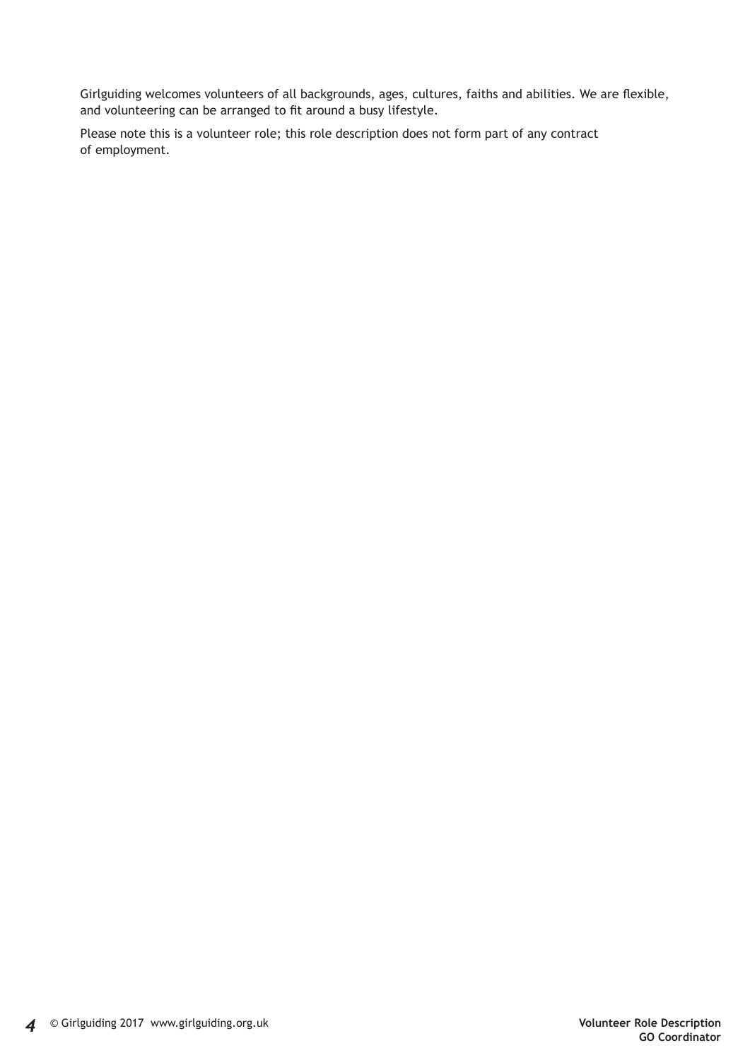Girlguiding welcomes volunteers of all backgrounds, ages, cultures, faiths and abilities. We are flexible, and volunteering can be arranged to fit around a busy lifestyle.

Please note this is a volunteer role; this role description does not form part of any contract of employment.